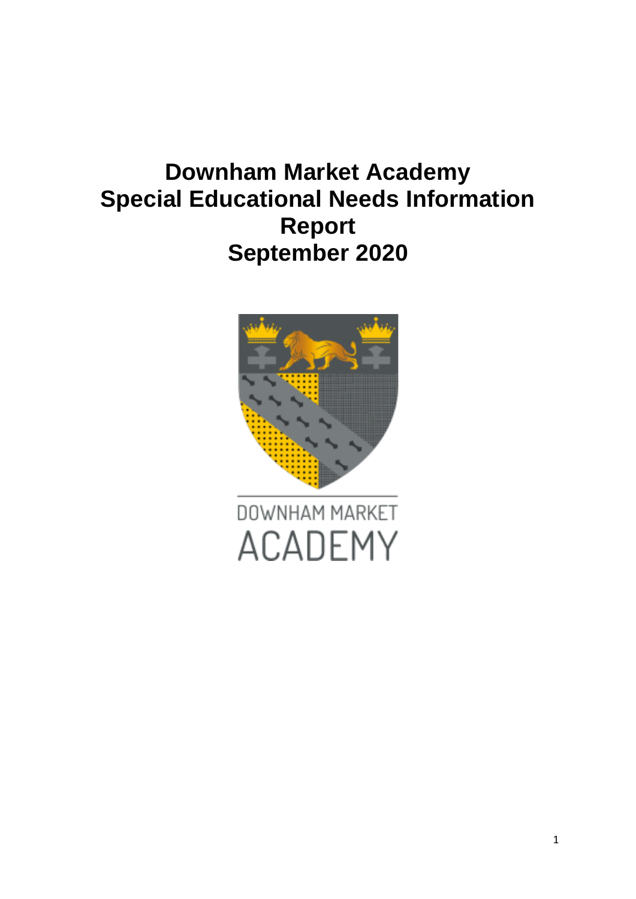# Downham Market Academy
# Special Educational Needs Information Report
# September 2020

DOWNHAM MARKET

ACADEMY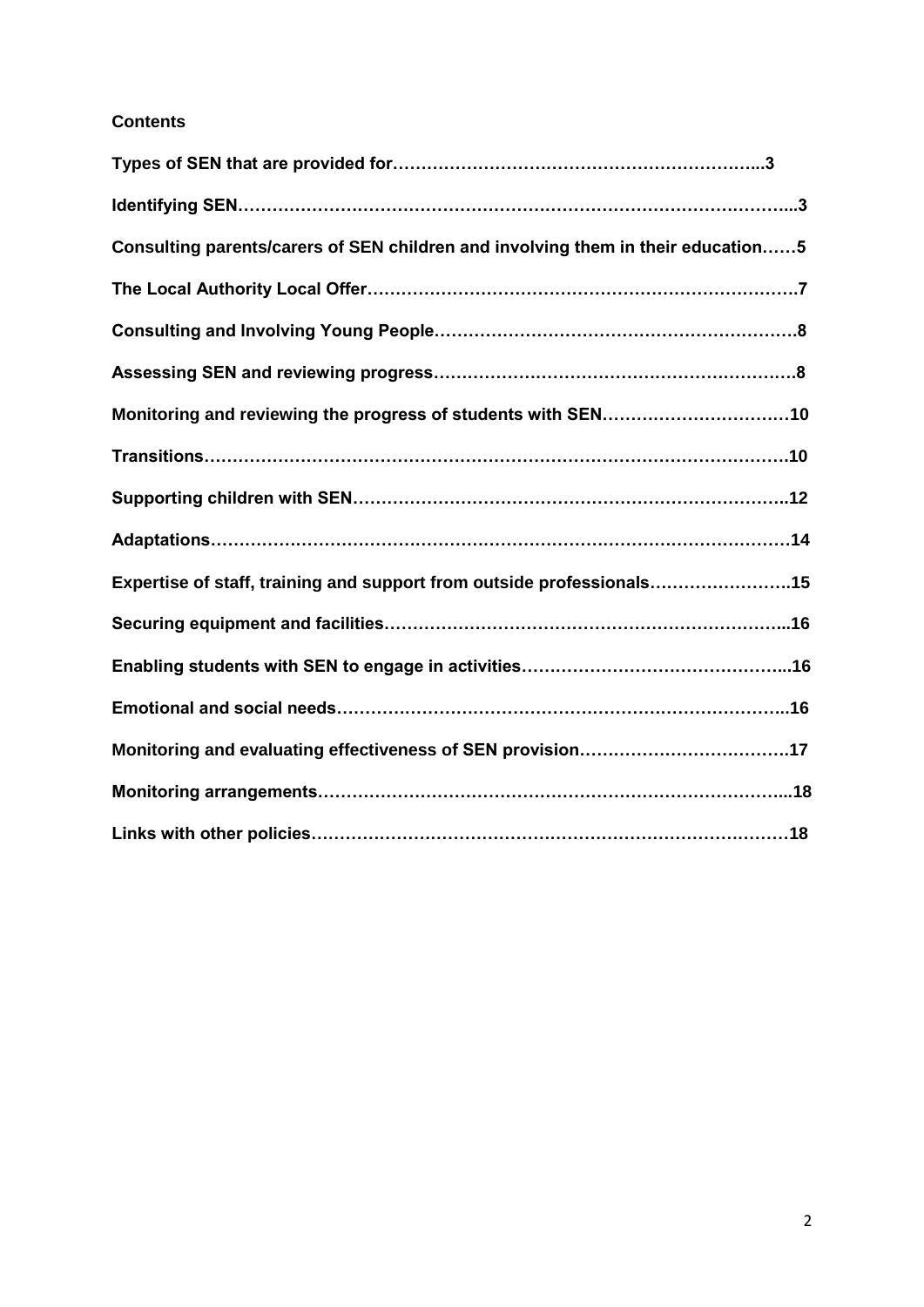**Contents**

**Types of SEN that are provided for……………………………………………………...3**

**Identifying SEN…………………………………………………………………………...3**

**Consulting parents/carers of SEN children and involving them in their education……5**

**The Local Authority Local Offer………………………………………………………….7**

**Consulting and Involving Young People……………………………………………….8**

**Assessing SEN and reviewing progress……………………………………………….8**

**Monitoring and reviewing the progress of students with SEN……………………………10**

**Transitions………………………………………………………………………………….10**

**Supporting children with SEN…………………………………………………………..12**

**Adaptations…………………………………………………………………………………14**

**Expertise of staff, training and support from outside professionals…………………….15**

**Securing equipment and facilities……………………………………………………...16**

**Enabling students with SEN to engage in activities………………………………………...16**

**Emotional and social needs……………………………………………………………..16**

**Monitoring and evaluating effectiveness of SEN provision……………………………….17**

**Monitoring arrangements………………………………………………………………...18**

**Links with other policies…………………………………………………………………18**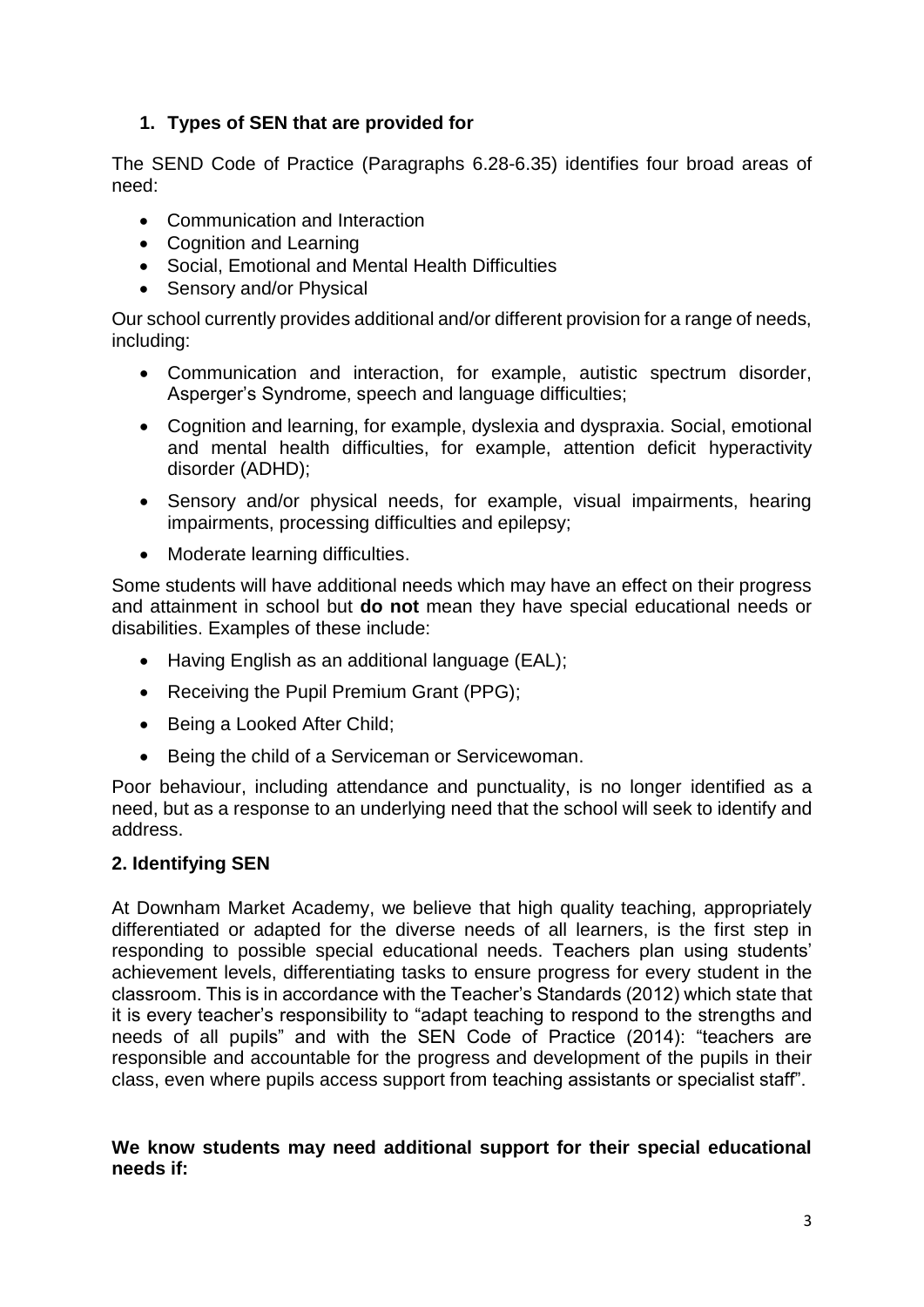## 1. Types of SEN that are provided for

The SEND Code of Practice (Paragraphs 6.28-6.35) identifies four broad areas of need:

- Communication and Interaction
- Cognition and Learning
- Social, Emotional and Mental Health Difficulties
- Sensory and/or Physical

Our school currently provides additional and/or different provision for a range of needs, including:

- Communication and interaction, for example, autistic spectrum disorder, Asperger's Syndrome, speech and language difficulties;
- Cognition and learning, for example, dyslexia and dyspraxia. Social, emotional and mental health difficulties, for example, attention deficit hyperactivity disorder (ADHD);
- Sensory and/or physical needs, for example, visual impairments, hearing impairments, processing difficulties and epilepsy;
- Moderate learning difficulties.

Some students will have additional needs which may have an effect on their progress and attainment in school but **do not** mean they have special educational needs or disabilities. Examples of these include:

- Having English as an additional language (EAL);
- Receiving the Pupil Premium Grant (PPG);
- Being a Looked After Child;
- Being the child of a Serviceman or Servicewoman.

Poor behaviour, including attendance and punctuality, is no longer identified as a need, but as a response to an underlying need that the school will seek to identify and address.

## 2. Identifying SEN

At Downham Market Academy, we believe that high quality teaching, appropriately differentiated or adapted for the diverse needs of all learners, is the first step in responding to possible special educational needs. Teachers plan using students' achievement levels, differentiating tasks to ensure progress for every student in the classroom. This is in accordance with the Teacher's Standards (2012) which state that it is every teacher's responsibility to "adapt teaching to respond to the strengths and needs of all pupils" and with the SEN Code of Practice (2014): "teachers are responsible and accountable for the progress and development of the pupils in their class, even where pupils access support from teaching assistants or specialist staff".

**We know students may need additional support for their special educational needs if:**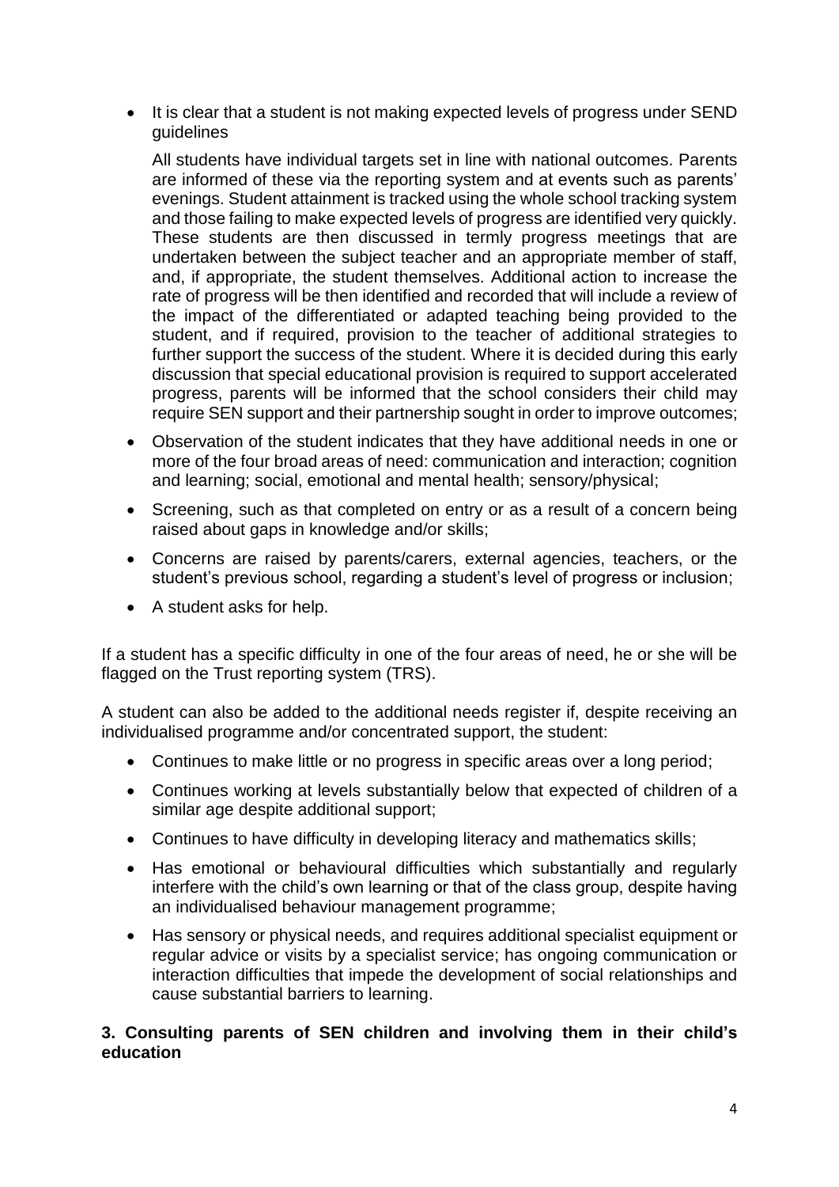- It is clear that a student is not making expected levels of progress under SEND guidelines

  All students have individual targets set in line with national outcomes. Parents are informed of these via the reporting system and at events such as parents' evenings. Student attainment is tracked using the whole school tracking system and those failing to make expected levels of progress are identified very quickly. These students are then discussed in termly progress meetings that are undertaken between the subject teacher and an appropriate member of staff, and, if appropriate, the student themselves. Additional action to increase the rate of progress will be then identified and recorded that will include a review of the impact of the differentiated or adapted teaching being provided to the student, and if required, provision to the teacher of additional strategies to further support the success of the student. Where it is decided during this early discussion that special educational provision is required to support accelerated progress, parents will be informed that the school considers their child may require SEN support and their partnership sought in order to improve outcomes;

- Observation of the student indicates that they have additional needs in one or more of the four broad areas of need: communication and interaction; cognition and learning; social, emotional and mental health; sensory/physical;
- Screening, such as that completed on entry or as a result of a concern being raised about gaps in knowledge and/or skills;
- Concerns are raised by parents/carers, external agencies, teachers, or the student's previous school, regarding a student's level of progress or inclusion;
- A student asks for help.

If a student has a specific difficulty in one of the four areas of need, he or she will be flagged on the Trust reporting system (TRS).

A student can also be added to the additional needs register if, despite receiving an individualised programme and/or concentrated support, the student:

- Continues to make little or no progress in specific areas over a long period;
- Continues working at levels substantially below that expected of children of a similar age despite additional support;
- Continues to have difficulty in developing literacy and mathematics skills;
- Has emotional or behavioural difficulties which substantially and regularly interfere with the child's own learning or that of the class group, despite having an individualised behaviour management programme;
- Has sensory or physical needs, and requires additional specialist equipment or regular advice or visits by a specialist service; has ongoing communication or interaction difficulties that impede the development of social relationships and cause substantial barriers to learning.

**3. Consulting parents of SEN children and involving them in their child's education**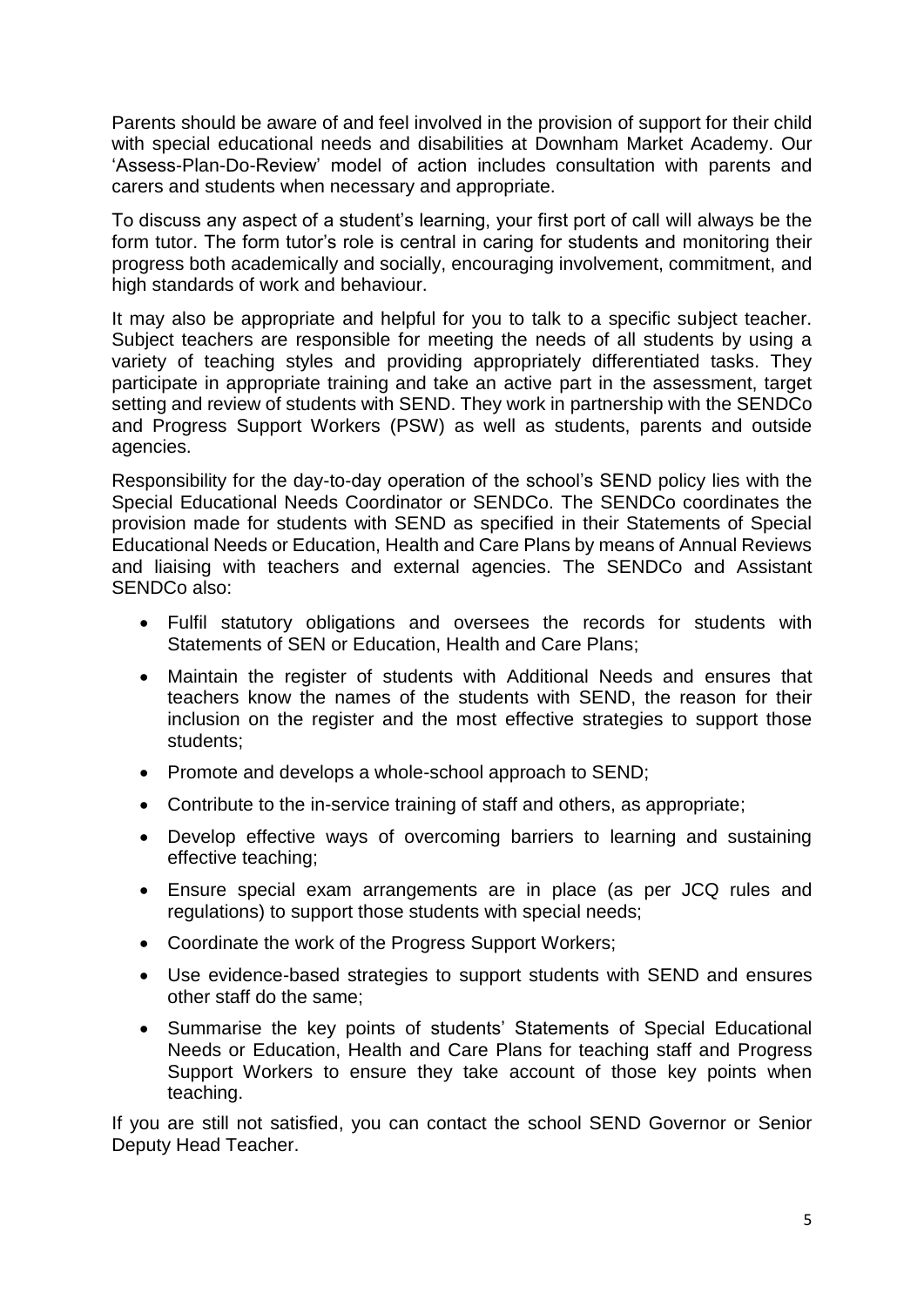Parents should be aware of and feel involved in the provision of support for their child with special educational needs and disabilities at Downham Market Academy. Our 'Assess-Plan-Do-Review' model of action includes consultation with parents and carers and students when necessary and appropriate.

To discuss any aspect of a student's learning, your first port of call will always be the form tutor. The form tutor's role is central in caring for students and monitoring their progress both academically and socially, encouraging involvement, commitment, and high standards of work and behaviour.

It may also be appropriate and helpful for you to talk to a specific subject teacher. Subject teachers are responsible for meeting the needs of all students by using a variety of teaching styles and providing appropriately differentiated tasks. They participate in appropriate training and take an active part in the assessment, target setting and review of students with SEND. They work in partnership with the SENDCo and Progress Support Workers (PSW) as well as students, parents and outside agencies.

Responsibility for the day-to-day operation of the school's SEND policy lies with the Special Educational Needs Coordinator or SENDCo. The SENDCo coordinates the provision made for students with SEND as specified in their Statements of Special Educational Needs or Education, Health and Care Plans by means of Annual Reviews and liaising with teachers and external agencies. The SENDCo and Assistant SENDCo also:

- Fulfil statutory obligations and oversees the records for students with Statements of SEN or Education, Health and Care Plans;
- Maintain the register of students with Additional Needs and ensures that teachers know the names of the students with SEND, the reason for their inclusion on the register and the most effective strategies to support those students;
- Promote and develops a whole-school approach to SEND;
- Contribute to the in-service training of staff and others, as appropriate;
- Develop effective ways of overcoming barriers to learning and sustaining effective teaching;
- Ensure special exam arrangements are in place (as per JCQ rules and regulations) to support those students with special needs;
- Coordinate the work of the Progress Support Workers;
- Use evidence-based strategies to support students with SEND and ensures other staff do the same;
- Summarise the key points of students' Statements of Special Educational Needs or Education, Health and Care Plans for teaching staff and Progress Support Workers to ensure they take account of those key points when teaching.

If you are still not satisfied, you can contact the school SEND Governor or Senior Deputy Head Teacher.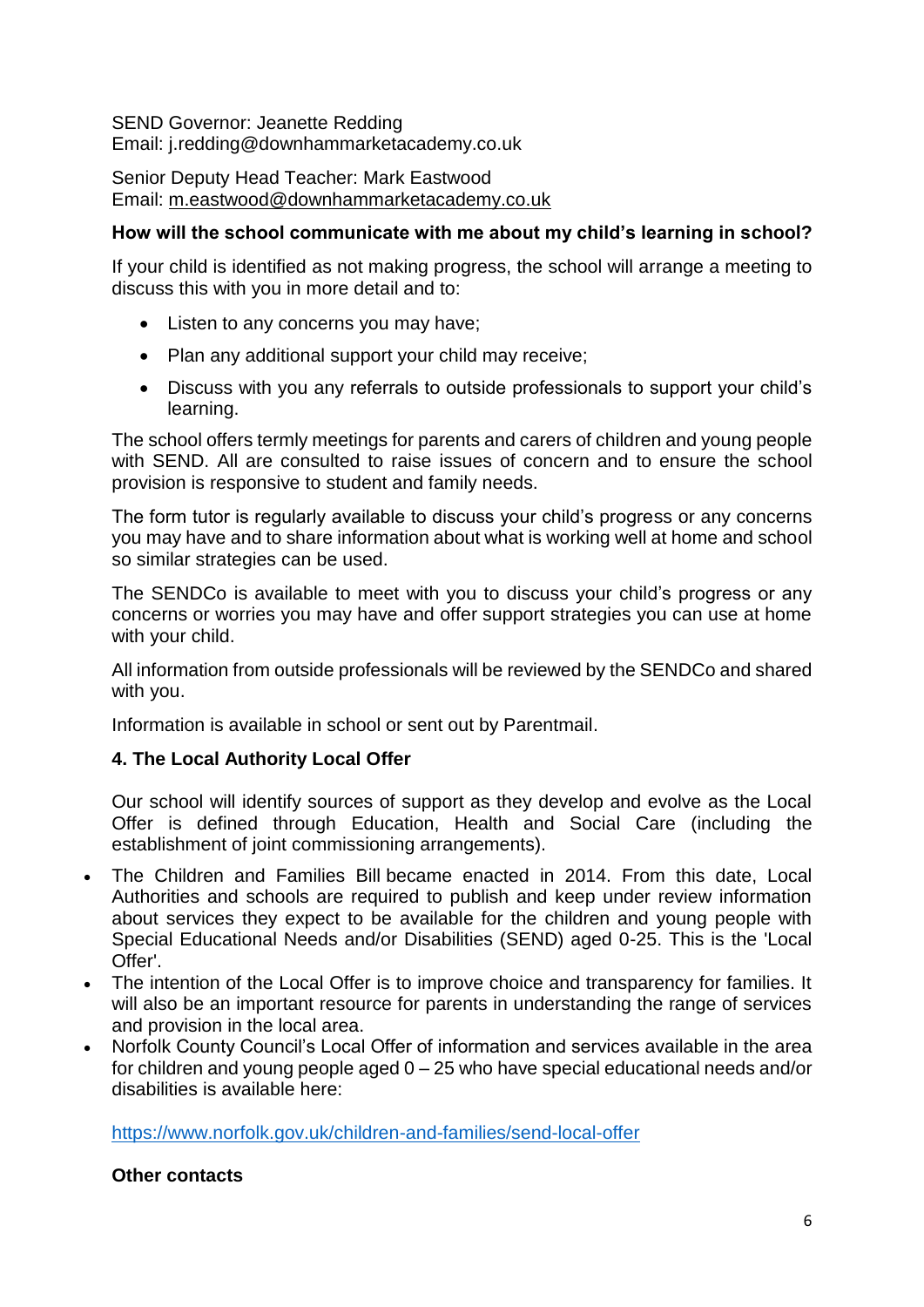SEND Governor: Jeanette Redding
Email: j.redding@downhammarketacademy.co.uk

Senior Deputy Head Teacher: Mark Eastwood
Email: m.eastwood@downhammarketacademy.co.uk

**How will the school communicate with me about my child's learning in school?**

If your child is identified as not making progress, the school will arrange a meeting to discuss this with you in more detail and to:

- Listen to any concerns you may have;
- Plan any additional support your child may receive;
- Discuss with you any referrals to outside professionals to support your child's learning.

The school offers termly meetings for parents and carers of children and young people with SEND. All are consulted to raise issues of concern and to ensure the school provision is responsive to student and family needs.

The form tutor is regularly available to discuss your child's progress or any concerns you may have and to share information about what is working well at home and school so similar strategies can be used.

The SENDCo is available to meet with you to discuss your child's progress or any concerns or worries you may have and offer support strategies you can use at home with your child.

All information from outside professionals will be reviewed by the SENDCo and shared with you.

Information is available in school or sent out by Parentmail.

**4. The Local Authority Local Offer**

Our school will identify sources of support as they develop and evolve as the Local Offer is defined through Education, Health and Social Care (including the establishment of joint commissioning arrangements).

- The Children and Families Bill became enacted in 2014. From this date, Local Authorities and schools are required to publish and keep under review information about services they expect to be available for the children and young people with Special Educational Needs and/or Disabilities (SEND) aged 0-25. This is the 'Local Offer'.
- The intention of the Local Offer is to improve choice and transparency for families. It will also be an important resource for parents in understanding the range of services and provision in the local area.
- Norfolk County Council's Local Offer of information and services available in the area for children and young people aged 0 – 25 who have special educational needs and/or disabilities is available here:

https://www.norfolk.gov.uk/children-and-families/send-local-offer

**Other contacts**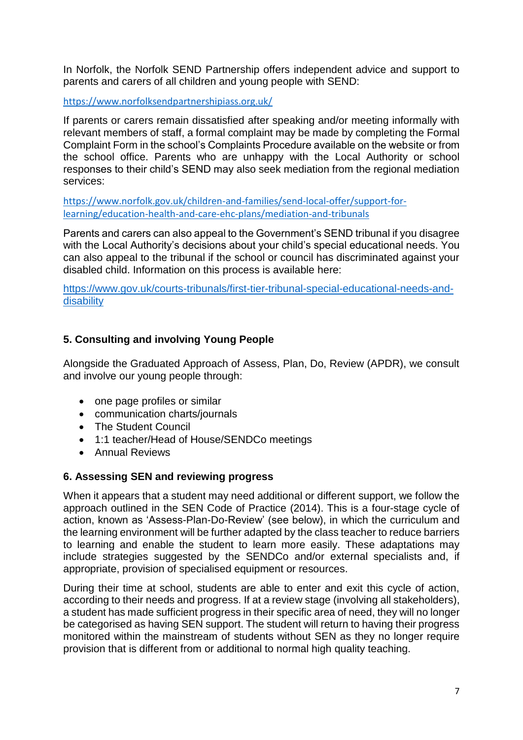In Norfolk, the Norfolk SEND Partnership offers independent advice and support to parents and carers of all children and young people with SEND:

https://www.norfolksendpartnershipiass.org.uk/

If parents or carers remain dissatisfied after speaking and/or meeting informally with relevant members of staff, a formal complaint may be made by completing the Formal Complaint Form in the school's Complaints Procedure available on the website or from the school office. Parents who are unhappy with the Local Authority or school responses to their child's SEND may also seek mediation from the regional mediation services:

https://www.norfolk.gov.uk/children-and-families/send-local-offer/support-for-learning/education-health-and-care-ehc-plans/mediation-and-tribunals

Parents and carers can also appeal to the Government's SEND tribunal if you disagree with the Local Authority's decisions about your child's special educational needs. You can also appeal to the tribunal if the school or council has discriminated against your disabled child. Information on this process is available here:

https://www.gov.uk/courts-tribunals/first-tier-tribunal-special-educational-needs-and-disability

## 5. Consulting and involving Young People

Alongside the Graduated Approach of Assess, Plan, Do, Review (APDR), we consult and involve our young people through:

- one page profiles or similar
- communication charts/journals
- The Student Council
- 1:1 teacher/Head of House/SENDCo meetings
- Annual Reviews

## 6. Assessing SEN and reviewing progress

When it appears that a student may need additional or different support, we follow the approach outlined in the SEN Code of Practice (2014). This is a four-stage cycle of action, known as 'Assess-Plan-Do-Review' (see below), in which the curriculum and the learning environment will be further adapted by the class teacher to reduce barriers to learning and enable the student to learn more easily. These adaptations may include strategies suggested by the SENDCo and/or external specialists and, if appropriate, provision of specialised equipment or resources.

During their time at school, students are able to enter and exit this cycle of action, according to their needs and progress. If at a review stage (involving all stakeholders), a student has made sufficient progress in their specific area of need, they will no longer be categorised as having SEN support. The student will return to having their progress monitored within the mainstream of students without SEN as they no longer require provision that is different from or additional to normal high quality teaching.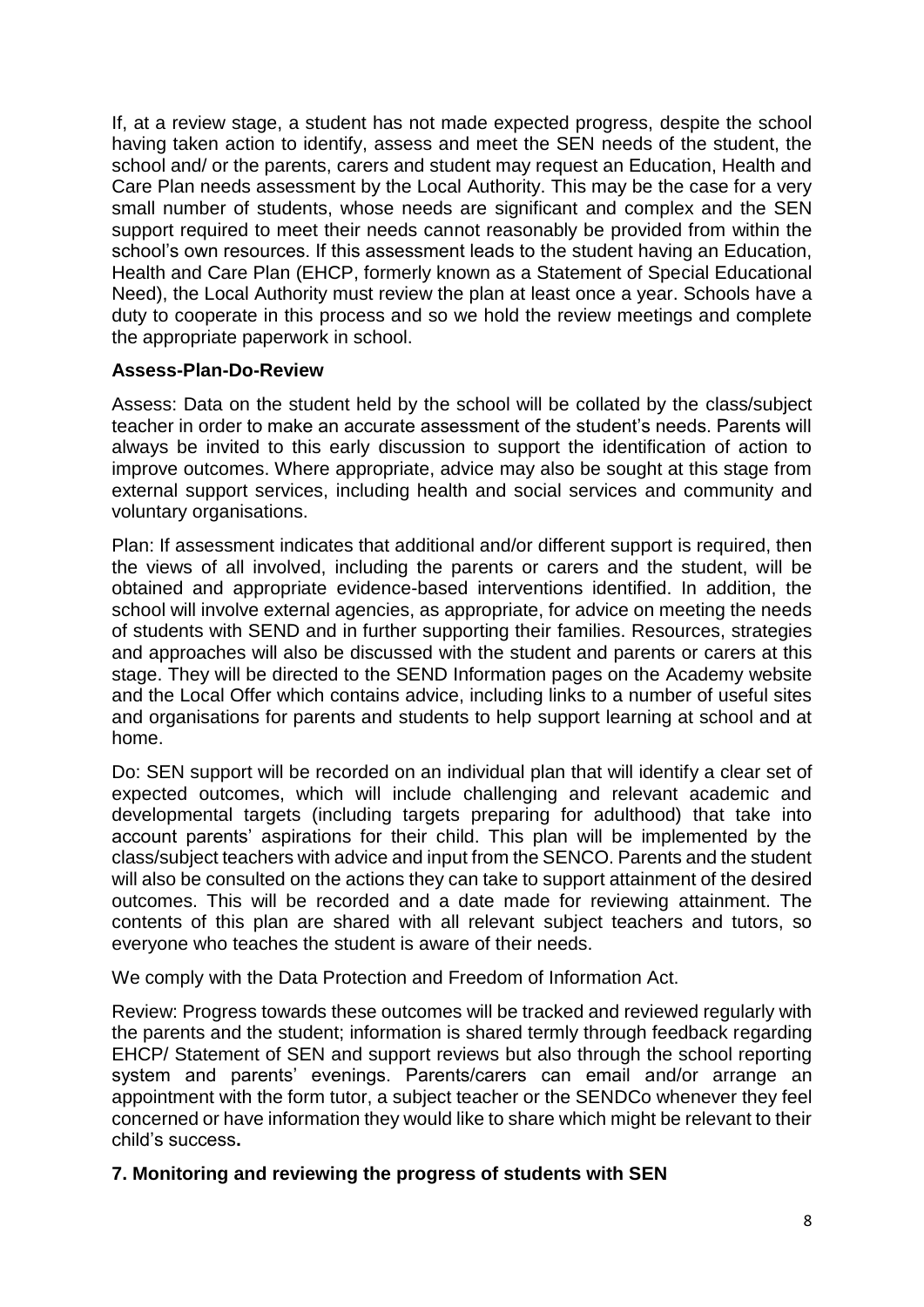If, at a review stage, a student has not made expected progress, despite the school having taken action to identify, assess and meet the SEN needs of the student, the school and/ or the parents, carers and student may request an Education, Health and Care Plan needs assessment by the Local Authority. This may be the case for a very small number of students, whose needs are significant and complex and the SEN support required to meet their needs cannot reasonably be provided from within the school's own resources. If this assessment leads to the student having an Education, Health and Care Plan (EHCP, formerly known as a Statement of Special Educational Need), the Local Authority must review the plan at least once a year. Schools have a duty to cooperate in this process and so we hold the review meetings and complete the appropriate paperwork in school.

**Assess-Plan-Do-Review**

Assess: Data on the student held by the school will be collated by the class/subject teacher in order to make an accurate assessment of the student's needs. Parents will always be invited to this early discussion to support the identification of action to improve outcomes. Where appropriate, advice may also be sought at this stage from external support services, including health and social services and community and voluntary organisations.

Plan: If assessment indicates that additional and/or different support is required, then the views of all involved, including the parents or carers and the student, will be obtained and appropriate evidence-based interventions identified. In addition, the school will involve external agencies, as appropriate, for advice on meeting the needs of students with SEND and in further supporting their families. Resources, strategies and approaches will also be discussed with the student and parents or carers at this stage. They will be directed to the SEND Information pages on the Academy website and the Local Offer which contains advice, including links to a number of useful sites and organisations for parents and students to help support learning at school and at home.

Do: SEN support will be recorded on an individual plan that will identify a clear set of expected outcomes, which will include challenging and relevant academic and developmental targets (including targets preparing for adulthood) that take into account parents' aspirations for their child. This plan will be implemented by the class/subject teachers with advice and input from the SENCO. Parents and the student will also be consulted on the actions they can take to support attainment of the desired outcomes. This will be recorded and a date made for reviewing attainment. The contents of this plan are shared with all relevant subject teachers and tutors, so everyone who teaches the student is aware of their needs.

We comply with the Data Protection and Freedom of Information Act.

Review: Progress towards these outcomes will be tracked and reviewed regularly with the parents and the student; information is shared termly through feedback regarding EHCP/ Statement of SEN and support reviews but also through the school reporting system and parents' evenings. Parents/carers can email and/or arrange an appointment with the form tutor, a subject teacher or the SENDCo whenever they feel concerned or have information they would like to share which might be relevant to their child's success**.**

## 7. Monitoring and reviewing the progress of students with SEN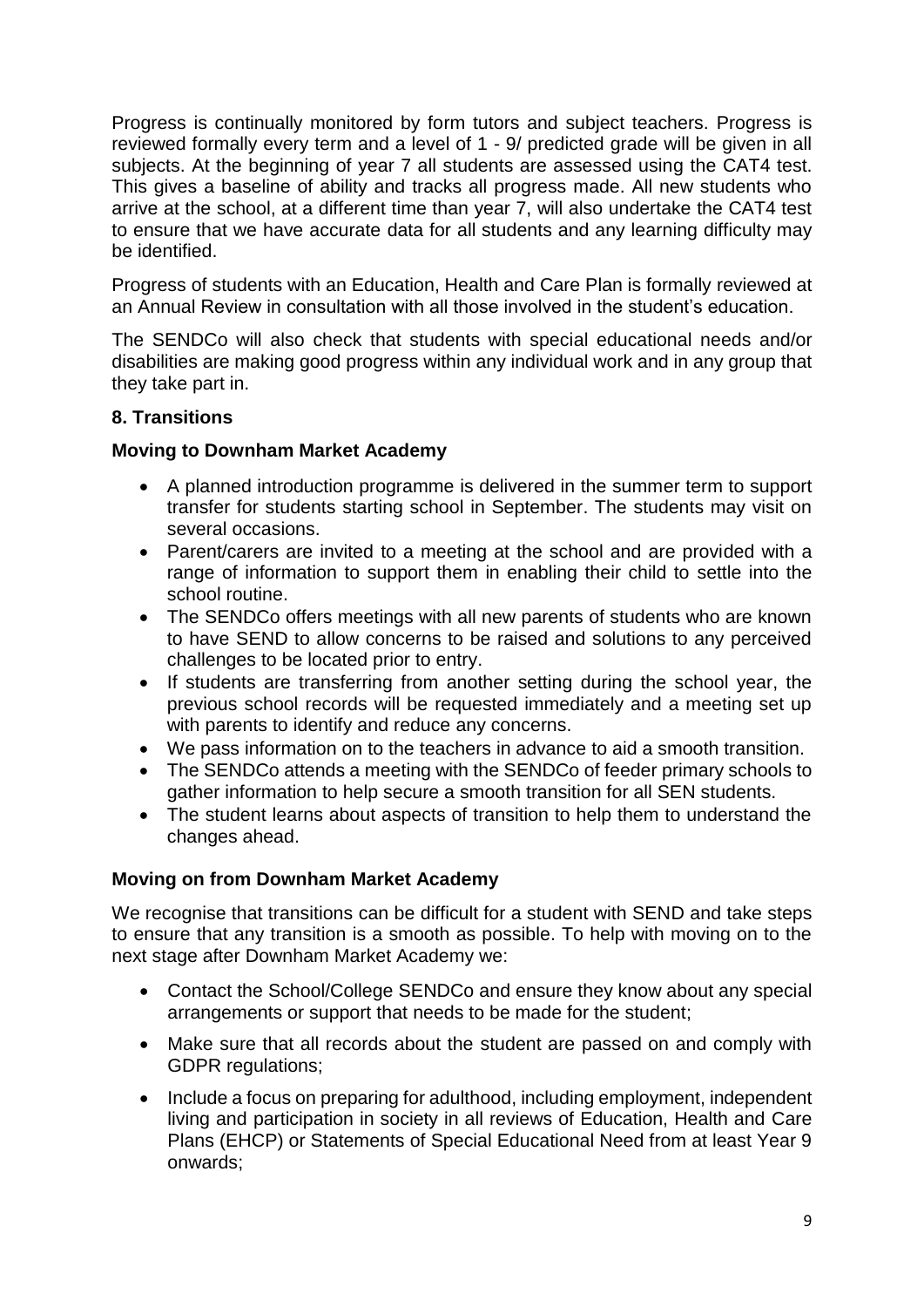Progress is continually monitored by form tutors and subject teachers. Progress is reviewed formally every term and a level of 1 - 9/ predicted grade will be given in all subjects. At the beginning of year 7 all students are assessed using the CAT4 test. This gives a baseline of ability and tracks all progress made. All new students who arrive at the school, at a different time than year 7, will also undertake the CAT4 test to ensure that we have accurate data for all students and any learning difficulty may be identified.

Progress of students with an Education, Health and Care Plan is formally reviewed at an Annual Review in consultation with all those involved in the student's education.

The SENDCo will also check that students with special educational needs and/or disabilities are making good progress within any individual work and in any group that they take part in.

## 8. Transitions

### Moving to Downham Market Academy

- A planned introduction programme is delivered in the summer term to support transfer for students starting school in September. The students may visit on several occasions.
- Parent/carers are invited to a meeting at the school and are provided with a range of information to support them in enabling their child to settle into the school routine.
- The SENDCo offers meetings with all new parents of students who are known to have SEND to allow concerns to be raised and solutions to any perceived challenges to be located prior to entry.
- If students are transferring from another setting during the school year, the previous school records will be requested immediately and a meeting set up with parents to identify and reduce any concerns.
- We pass information on to the teachers in advance to aid a smooth transition.
- The SENDCo attends a meeting with the SENDCo of feeder primary schools to gather information to help secure a smooth transition for all SEN students.
- The student learns about aspects of transition to help them to understand the changes ahead.

### Moving on from Downham Market Academy

We recognise that transitions can be difficult for a student with SEND and take steps to ensure that any transition is a smooth as possible. To help with moving on to the next stage after Downham Market Academy we:

- Contact the School/College SENDCo and ensure they know about any special arrangements or support that needs to be made for the student;
- Make sure that all records about the student are passed on and comply with GDPR regulations;
- Include a focus on preparing for adulthood, including employment, independent living and participation in society in all reviews of Education, Health and Care Plans (EHCP) or Statements of Special Educational Need from at least Year 9 onwards;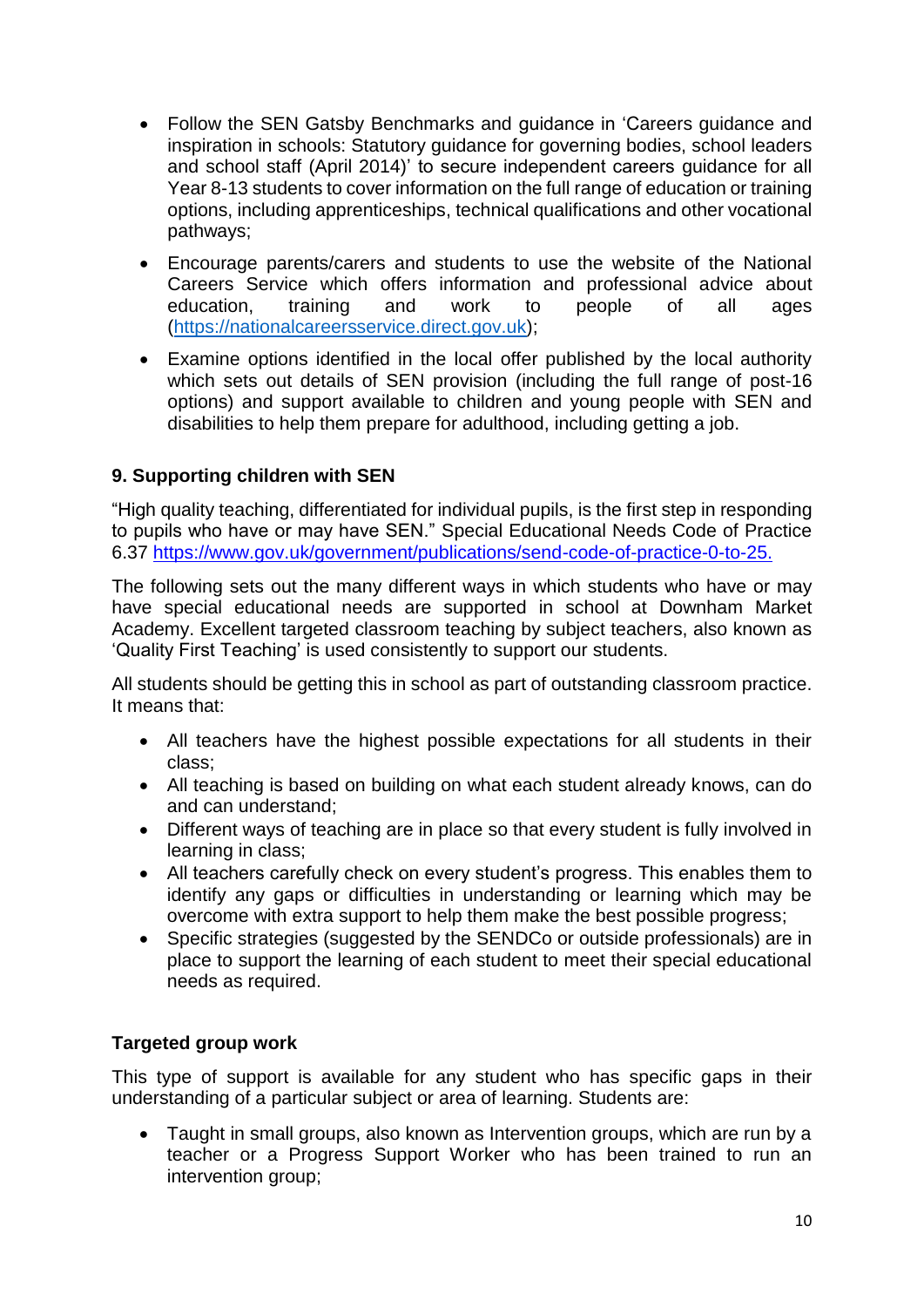- Follow the SEN Gatsby Benchmarks and guidance in 'Careers guidance and inspiration in schools: Statutory guidance for governing bodies, school leaders and school staff (April 2014)' to secure independent careers guidance for all Year 8-13 students to cover information on the full range of education or training options, including apprenticeships, technical qualifications and other vocational pathways;
- Encourage parents/carers and students to use the website of the National Careers Service which offers information and professional advice about education, training and work to people of all ages (https://nationalcareersservice.direct.gov.uk);
- Examine options identified in the local offer published by the local authority which sets out details of SEN provision (including the full range of post-16 options) and support available to children and young people with SEN and disabilities to help them prepare for adulthood, including getting a job.

### 9. Supporting children with SEN

"High quality teaching, differentiated for individual pupils, is the first step in responding to pupils who have or may have SEN." Special Educational Needs Code of Practice 6.37 https://www.gov.uk/government/publications/send-code-of-practice-0-to-25.

The following sets out the many different ways in which students who have or may have special educational needs are supported in school at Downham Market Academy. Excellent targeted classroom teaching by subject teachers, also known as 'Quality First Teaching' is used consistently to support our students.

All students should be getting this in school as part of outstanding classroom practice. It means that:

- All teachers have the highest possible expectations for all students in their class;
- All teaching is based on building on what each student already knows, can do and can understand;
- Different ways of teaching are in place so that every student is fully involved in learning in class;
- All teachers carefully check on every student's progress. This enables them to identify any gaps or difficulties in understanding or learning which may be overcome with extra support to help them make the best possible progress;
- Specific strategies (suggested by the SENDCo or outside professionals) are in place to support the learning of each student to meet their special educational needs as required.

#### Targeted group work

This type of support is available for any student who has specific gaps in their understanding of a particular subject or area of learning. Students are:

- Taught in small groups, also known as Intervention groups, which are run by a teacher or a Progress Support Worker who has been trained to run an intervention group;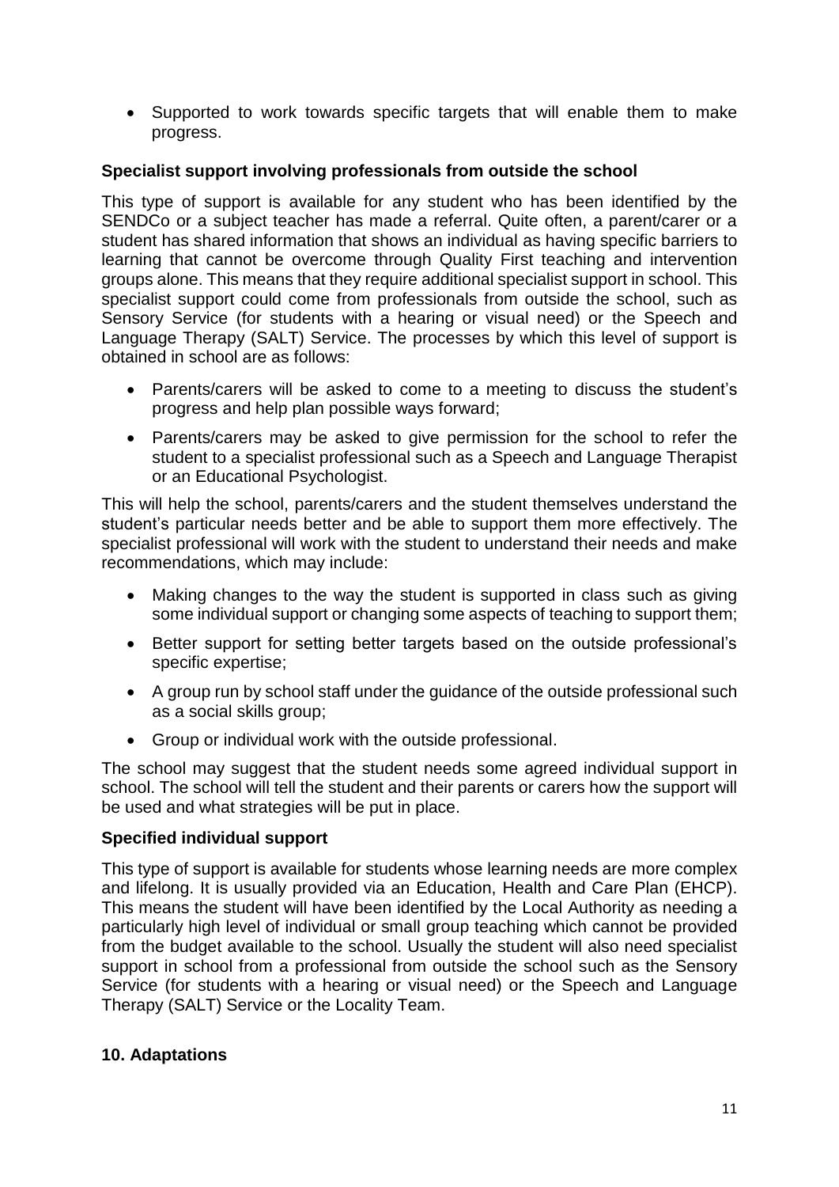- Supported to work towards specific targets that will enable them to make progress.

### Specialist support involving professionals from outside the school

This type of support is available for any student who has been identified by the SENDCo or a subject teacher has made a referral. Quite often, a parent/carer or a student has shared information that shows an individual as having specific barriers to learning that cannot be overcome through Quality First teaching and intervention groups alone. This means that they require additional specialist support in school. This specialist support could come from professionals from outside the school, such as Sensory Service (for students with a hearing or visual need) or the Speech and Language Therapy (SALT) Service. The processes by which this level of support is obtained in school are as follows:

- Parents/carers will be asked to come to a meeting to discuss the student's progress and help plan possible ways forward;
- Parents/carers may be asked to give permission for the school to refer the student to a specialist professional such as a Speech and Language Therapist or an Educational Psychologist.

This will help the school, parents/carers and the student themselves understand the student's particular needs better and be able to support them more effectively. The specialist professional will work with the student to understand their needs and make recommendations, which may include:

- Making changes to the way the student is supported in class such as giving some individual support or changing some aspects of teaching to support them;
- Better support for setting better targets based on the outside professional's specific expertise;
- A group run by school staff under the guidance of the outside professional such as a social skills group;
- Group or individual work with the outside professional.

The school may suggest that the student needs some agreed individual support in school. The school will tell the student and their parents or carers how the support will be used and what strategies will be put in place.

### Specified individual support

This type of support is available for students whose learning needs are more complex and lifelong. It is usually provided via an Education, Health and Care Plan (EHCP). This means the student will have been identified by the Local Authority as needing a particularly high level of individual or small group teaching which cannot be provided from the budget available to the school. Usually the student will also need specialist support in school from a professional from outside the school such as the Sensory Service (for students with a hearing or visual need) or the Speech and Language Therapy (SALT) Service or the Locality Team.

## 10. Adaptations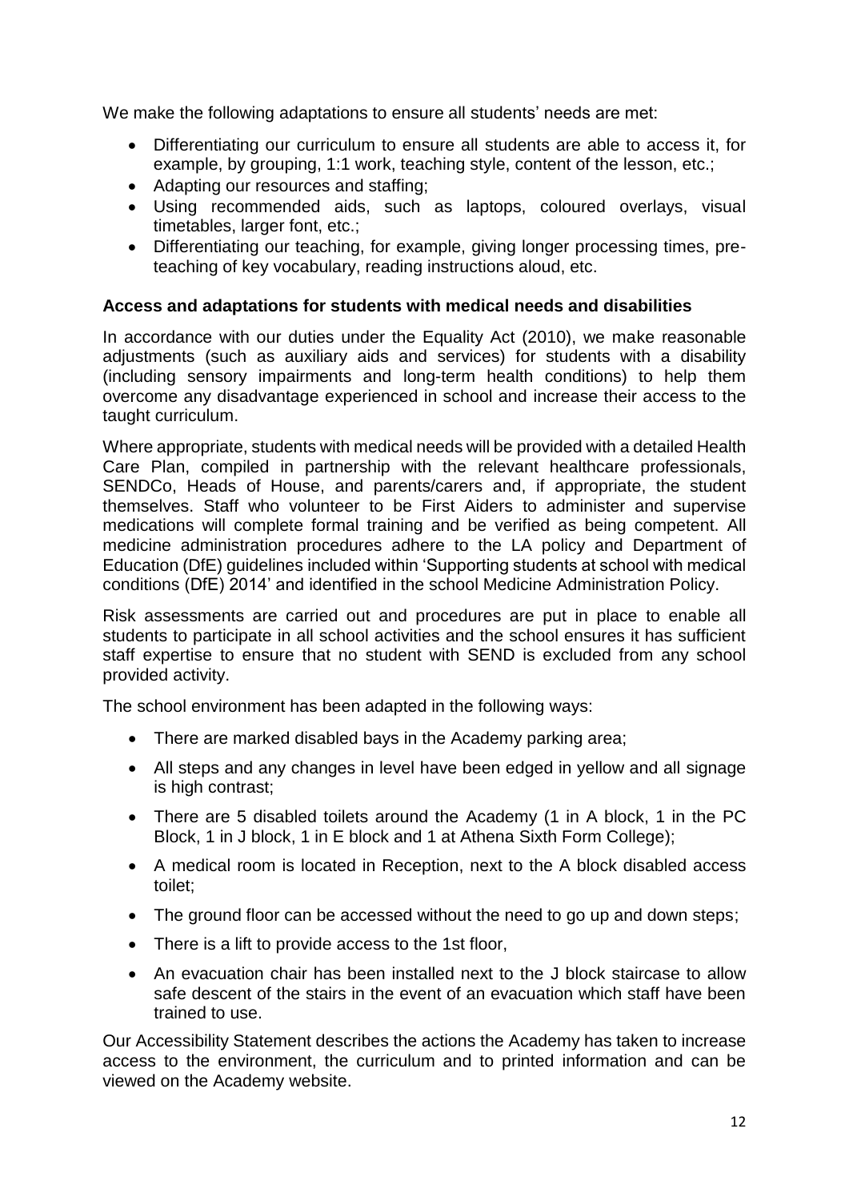We make the following adaptations to ensure all students' needs are met:

- Differentiating our curriculum to ensure all students are able to access it, for example, by grouping, 1:1 work, teaching style, content of the lesson, etc.;
- Adapting our resources and staffing;
- Using recommended aids, such as laptops, coloured overlays, visual timetables, larger font, etc.;
- Differentiating our teaching, for example, giving longer processing times, pre-teaching of key vocabulary, reading instructions aloud, etc.

**Access and adaptations for students with medical needs and disabilities**

In accordance with our duties under the Equality Act (2010), we make reasonable adjustments (such as auxiliary aids and services) for students with a disability (including sensory impairments and long-term health conditions) to help them overcome any disadvantage experienced in school and increase their access to the taught curriculum.

Where appropriate, students with medical needs will be provided with a detailed Health Care Plan, compiled in partnership with the relevant healthcare professionals, SENDCo, Heads of House, and parents/carers and, if appropriate, the student themselves. Staff who volunteer to be First Aiders to administer and supervise medications will complete formal training and be verified as being competent. All medicine administration procedures adhere to the LA policy and Department of Education (DfE) guidelines included within 'Supporting students at school with medical conditions (DfE) 2014' and identified in the school Medicine Administration Policy.

Risk assessments are carried out and procedures are put in place to enable all students to participate in all school activities and the school ensures it has sufficient staff expertise to ensure that no student with SEND is excluded from any school provided activity.

The school environment has been adapted in the following ways:

- There are marked disabled bays in the Academy parking area;
- All steps and any changes in level have been edged in yellow and all signage is high contrast;
- There are 5 disabled toilets around the Academy (1 in A block, 1 in the PC Block, 1 in J block, 1 in E block and 1 at Athena Sixth Form College);
- A medical room is located in Reception, next to the A block disabled access toilet;
- The ground floor can be accessed without the need to go up and down steps;
- There is a lift to provide access to the 1st floor,
- An evacuation chair has been installed next to the J block staircase to allow safe descent of the stairs in the event of an evacuation which staff have been trained to use.

Our Accessibility Statement describes the actions the Academy has taken to increase access to the environment, the curriculum and to printed information and can be viewed on the Academy website.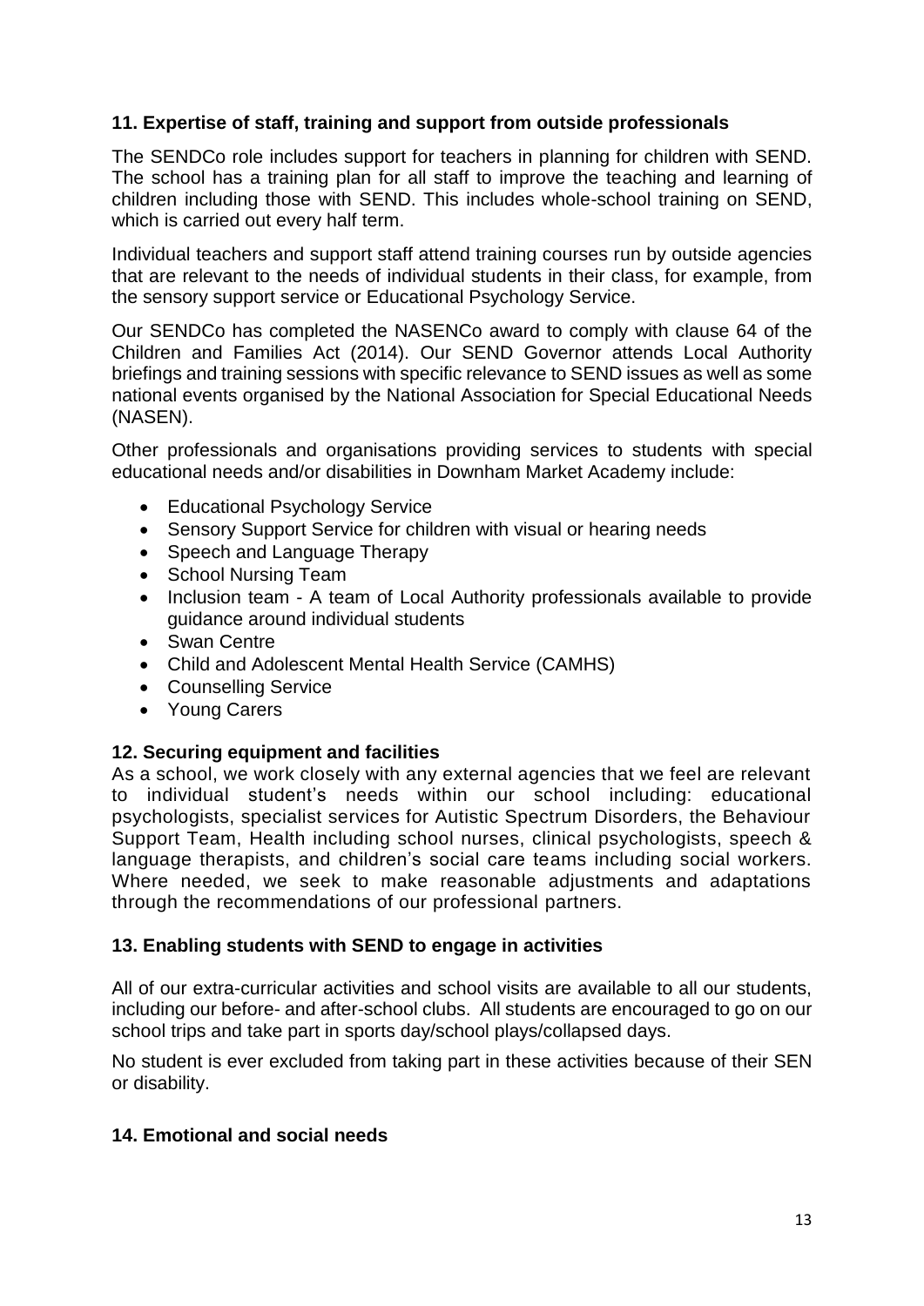## 11. Expertise of staff, training and support from outside professionals

The SENDCo role includes support for teachers in planning for children with SEND. The school has a training plan for all staff to improve the teaching and learning of children including those with SEND. This includes whole-school training on SEND, which is carried out every half term.

Individual teachers and support staff attend training courses run by outside agencies that are relevant to the needs of individual students in their class, for example, from the sensory support service or Educational Psychology Service.

Our SENDCo has completed the NASENCo award to comply with clause 64 of the Children and Families Act (2014). Our SEND Governor attends Local Authority briefings and training sessions with specific relevance to SEND issues as well as some national events organised by the National Association for Special Educational Needs (NASEN).

Other professionals and organisations providing services to students with special educational needs and/or disabilities in Downham Market Academy include:

- Educational Psychology Service
- Sensory Support Service for children with visual or hearing needs
- Speech and Language Therapy
- School Nursing Team
- Inclusion team - A team of Local Authority professionals available to provide guidance around individual students
- Swan Centre
- Child and Adolescent Mental Health Service (CAMHS)
- Counselling Service
- Young Carers

## 12. Securing equipment and facilities

As a school, we work closely with any external agencies that we feel are relevant to individual student's needs within our school including: educational psychologists, specialist services for Autistic Spectrum Disorders, the Behaviour Support Team, Health including school nurses, clinical psychologists, speech & language therapists, and children's social care teams including social workers. Where needed, we seek to make reasonable adjustments and adaptations through the recommendations of our professional partners.

## 13. Enabling students with SEND to engage in activities

All of our extra-curricular activities and school visits are available to all our students, including our before- and after-school clubs. All students are encouraged to go on our school trips and take part in sports day/school plays/collapsed days.

No student is ever excluded from taking part in these activities because of their SEN or disability.

## 14. Emotional and social needs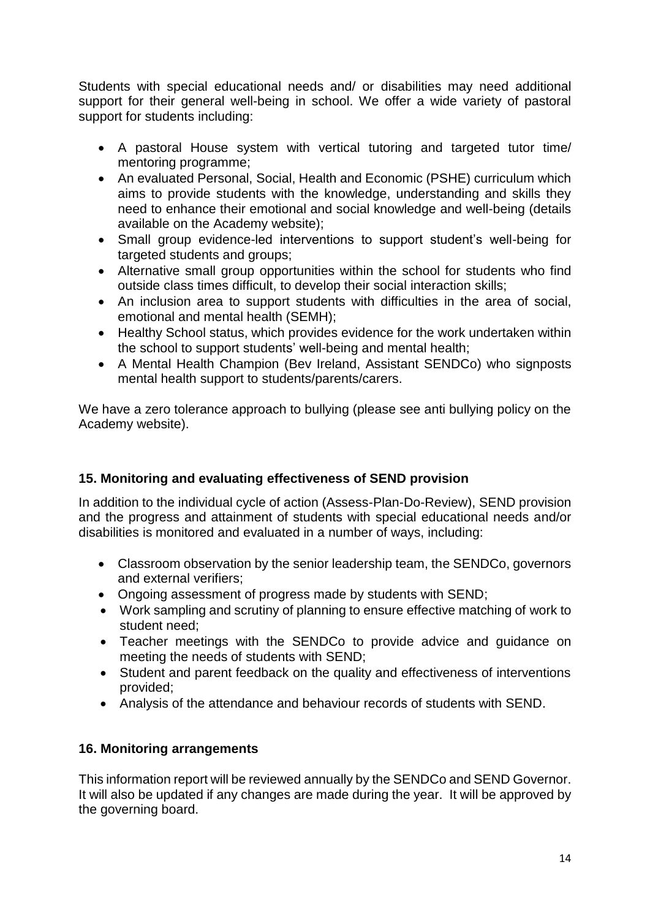Students with special educational needs and/ or disabilities may need additional support for their general well-being in school. We offer a wide variety of pastoral support for students including:

- A pastoral House system with vertical tutoring and targeted tutor time/ mentoring programme;
- An evaluated Personal, Social, Health and Economic (PSHE) curriculum which aims to provide students with the knowledge, understanding and skills they need to enhance their emotional and social knowledge and well-being (details available on the Academy website);
- Small group evidence-led interventions to support student's well-being for targeted students and groups;
- Alternative small group opportunities within the school for students who find outside class times difficult, to develop their social interaction skills;
- An inclusion area to support students with difficulties in the area of social, emotional and mental health (SEMH);
- Healthy School status, which provides evidence for the work undertaken within the school to support students' well-being and mental health;
- A Mental Health Champion (Bev Ireland, Assistant SENDCo) who signposts mental health support to students/parents/carers.

We have a zero tolerance approach to bullying (please see anti bullying policy on the Academy website).

## 15. Monitoring and evaluating effectiveness of SEND provision

In addition to the individual cycle of action (Assess-Plan-Do-Review), SEND provision and the progress and attainment of students with special educational needs and/or disabilities is monitored and evaluated in a number of ways, including:

- Classroom observation by the senior leadership team, the SENDCo, governors and external verifiers;
- Ongoing assessment of progress made by students with SEND;
- Work sampling and scrutiny of planning to ensure effective matching of work to student need;
- Teacher meetings with the SENDCo to provide advice and guidance on meeting the needs of students with SEND;
- Student and parent feedback on the quality and effectiveness of interventions provided;
- Analysis of the attendance and behaviour records of students with SEND.

## 16. Monitoring arrangements

This information report will be reviewed annually by the SENDCo and SEND Governor. It will also be updated if any changes are made during the year. It will be approved by the governing board.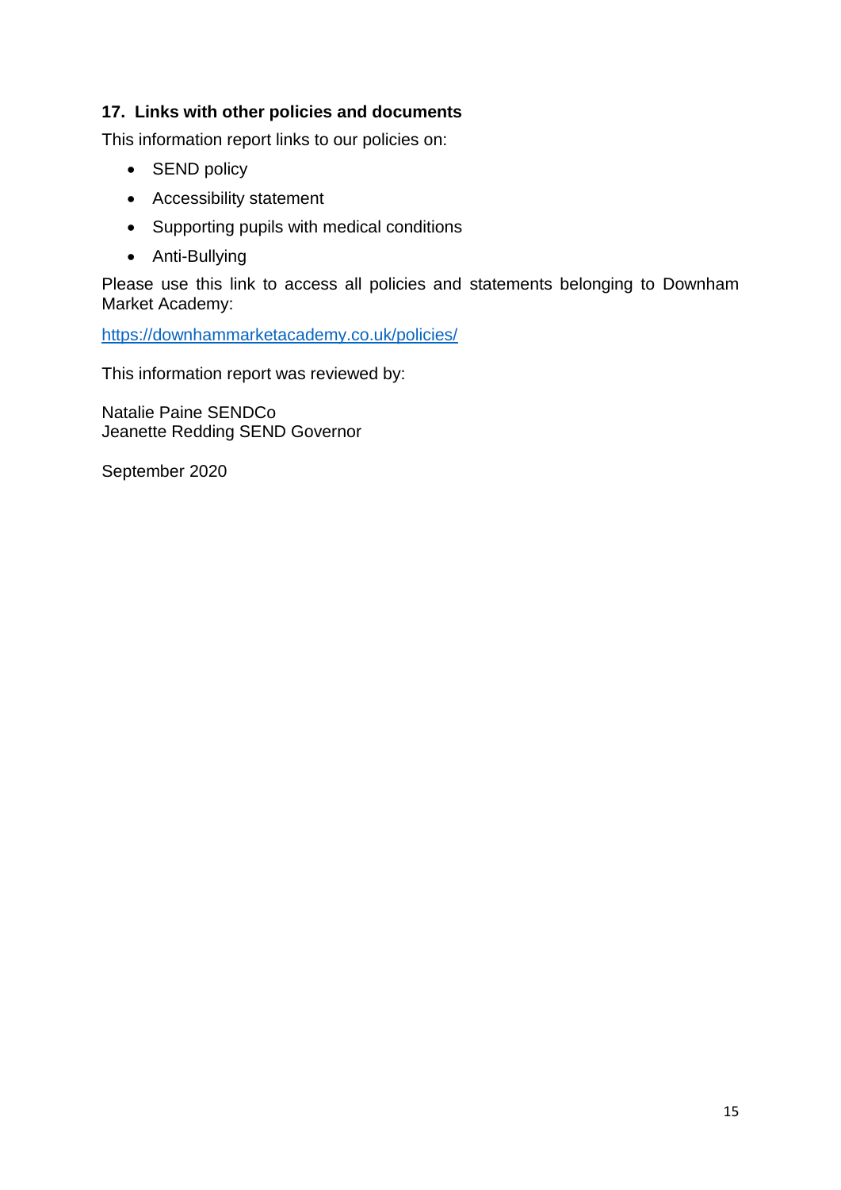## 17. Links with other policies and documents

This information report links to our policies on:

- SEND policy
- Accessibility statement
- Supporting pupils with medical conditions
- Anti-Bullying

Please use this link to access all policies and statements belonging to Downham Market Academy:

https://downhammarketacademy.co.uk/policies/

This information report was reviewed by:

Natalie Paine SENDCo
Jeanette Redding SEND Governor

September 2020